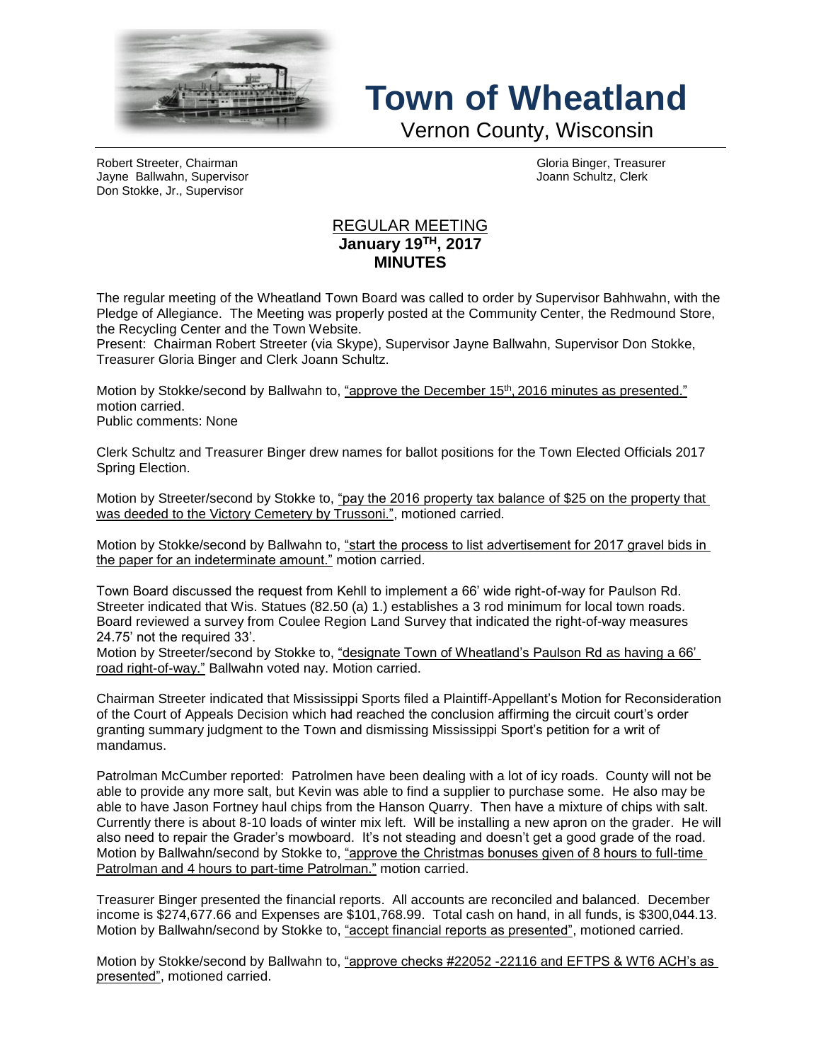# Town of Wheatland

Vernon County, Wisconsin

Robert Streeter, Chairman
Jayne Ballwahn, Supervisor
Don Stokke, Jr., Supervisor

Gloria Binger, Treasurer
Joann Schultz, Clerk

## REGULAR MEETING
## January 19TH, 2017
## MINUTES

The regular meeting of the Wheatland Town Board was called to order by Supervisor Bahhwahn, with the Pledge of Allegiance. The Meeting was properly posted at the Community Center, the Redmound Store, the Recycling Center and the Town Website.
Present: Chairman Robert Streeter (via Skype), Supervisor Jayne Ballwahn, Supervisor Don Stokke, Treasurer Gloria Binger and Clerk Joann Schultz.

Motion by Stokke/second by Ballwahn to, "approve the December 15th, 2016 minutes as presented." motion carried.
Public comments: None

Clerk Schultz and Treasurer Binger drew names for ballot positions for the Town Elected Officials 2017 Spring Election.

Motion by Streeter/second by Stokke to, "pay the 2016 property tax balance of $25 on the property that was deeded to the Victory Cemetery by Trussoni.", motioned carried.

Motion by Stokke/second by Ballwahn to, "start the process to list advertisement for 2017 gravel bids in the paper for an indeterminate amount." motion carried.

Town Board discussed the request from Kehll to implement a 66' wide right-of-way for Paulson Rd. Streeter indicated that Wis. Statues (82.50 (a) 1.) establishes a 3 rod minimum for local town roads. Board reviewed a survey from Coulee Region Land Survey that indicated the right-of-way measures 24.75' not the required 33'.
Motion by Streeter/second by Stokke to, "designate Town of Wheatland's Paulson Rd as having a 66' road right-of-way." Ballwahn voted nay. Motion carried.

Chairman Streeter indicated that Mississippi Sports filed a Plaintiff-Appellant's Motion for Reconsideration of the Court of Appeals Decision which had reached the conclusion affirming the circuit court's order granting summary judgment to the Town and dismissing Mississippi Sport's petition for a writ of mandamus.

Patrolman McCumber reported: Patrolmen have been dealing with a lot of icy roads. County will not be able to provide any more salt, but Kevin was able to find a supplier to purchase some. He also may be able to have Jason Fortney haul chips from the Hanson Quarry. Then have a mixture of chips with salt. Currently there is about 8-10 loads of winter mix left. Will be installing a new apron on the grader. He will also need to repair the Grader's mowboard. It's not steading and doesn't get a good grade of the road.
Motion by Ballwahn/second by Stokke to, "approve the Christmas bonuses given of 8 hours to full-time Patrolman and 4 hours to part-time Patrolman." motion carried.

Treasurer Binger presented the financial reports. All accounts are reconciled and balanced. December income is $274,677.66 and Expenses are $101,768.99. Total cash on hand, in all funds, is $300,044.13.
Motion by Ballwahn/second by Stokke to, "accept financial reports as presented", motioned carried.

Motion by Stokke/second by Ballwahn to, "approve checks #22052 -22116 and EFTPS & WT6 ACH's as presented", motioned carried.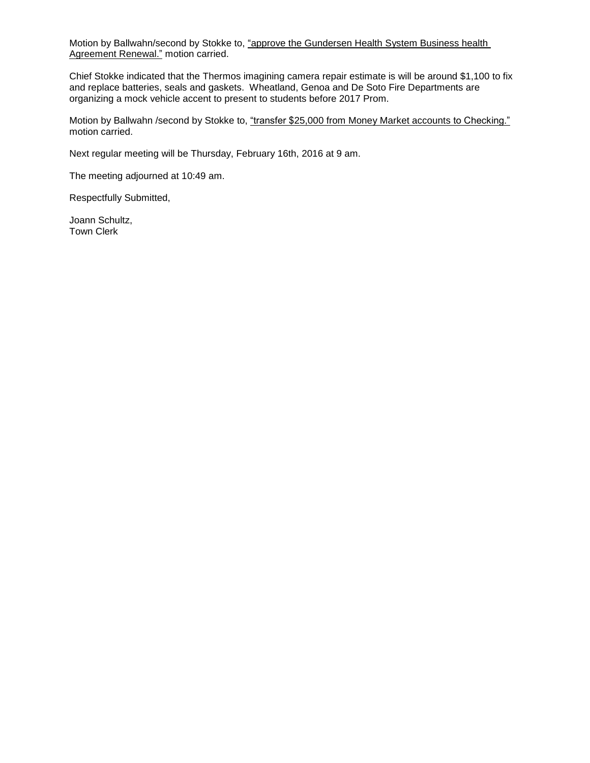Motion by Ballwahn/second by Stokke to, "approve the Gundersen Health System Business health Agreement Renewal." motion carried.

Chief Stokke indicated that the Thermos imagining camera repair estimate is will be around $1,100 to fix and replace batteries, seals and gaskets. Wheatland, Genoa and De Soto Fire Departments are organizing a mock vehicle accent to present to students before 2017 Prom.

Motion by Ballwahn /second by Stokke to, "transfer $25,000 from Money Market accounts to Checking." motion carried.

Next regular meeting will be Thursday, February 16th, 2016 at 9 am.

The meeting adjourned at 10:49 am.

Respectfully Submitted,

Joann Schultz,
Town Clerk